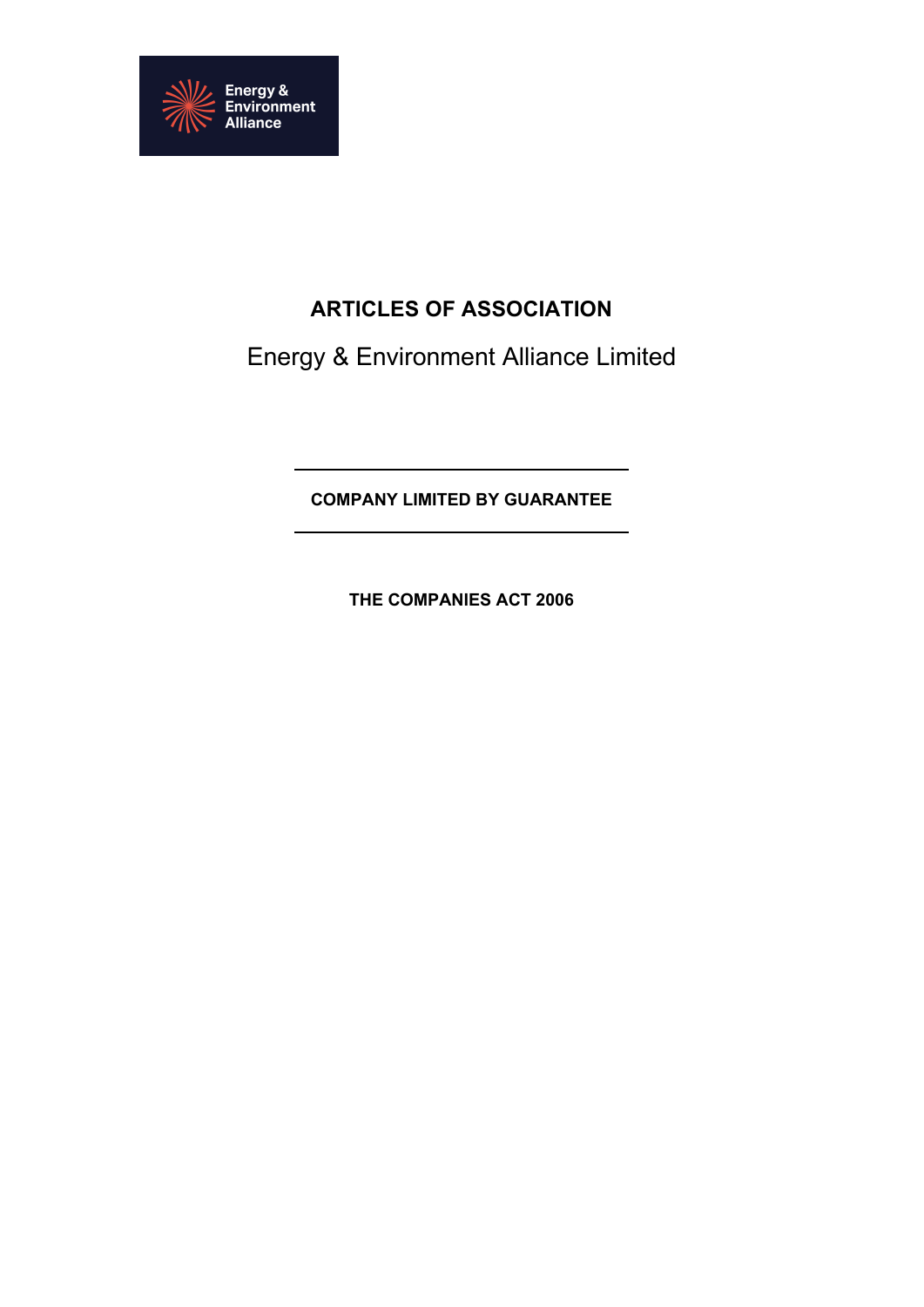# ARTICLES OF ASSOCIATION

Energy & Environment Alliance Limited

---

**COMPANY LIMITED BY GUARANTEE**

---

**THE COMPANIES ACT 2006**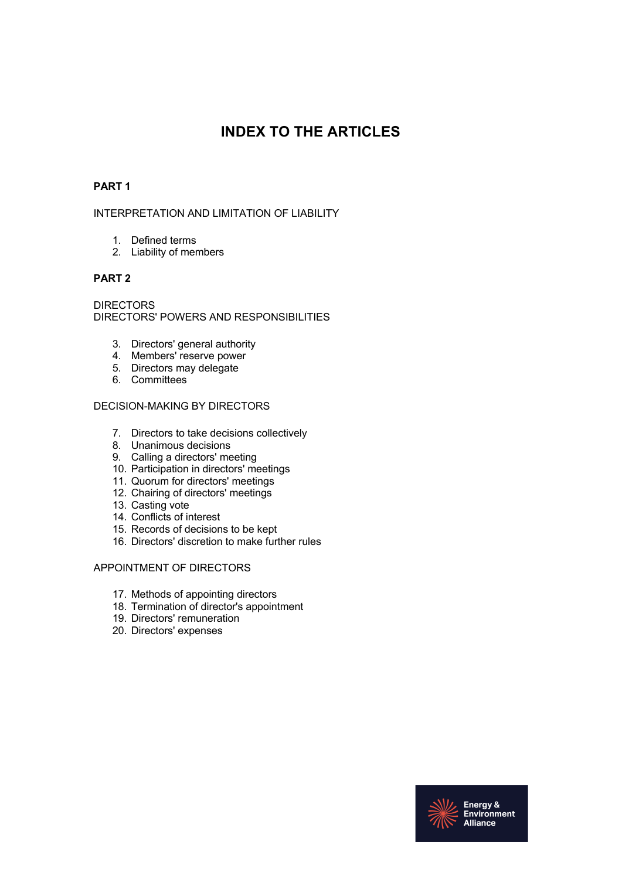# INDEX TO THE ARTICLES

**PART 1**

INTERPRETATION AND LIMITATION OF LIABILITY

1. Defined terms
2. Liability of members

**PART 2**

DIRECTORS
DIRECTORS' POWERS AND RESPONSIBILITIES

3. Directors' general authority
4. Members' reserve power
5. Directors may delegate
6. Committees

DECISION-MAKING BY DIRECTORS

7. Directors to take decisions collectively
8. Unanimous decisions
9. Calling a directors' meeting
10. Participation in directors' meetings
11. Quorum for directors' meetings
12. Chairing of directors' meetings
13. Casting vote
14. Conflicts of interest
15. Records of decisions to be kept
16. Directors' discretion to make further rules

APPOINTMENT OF DIRECTORS

17. Methods of appointing directors
18. Termination of director's appointment
19. Directors' remuneration
20. Directors' expenses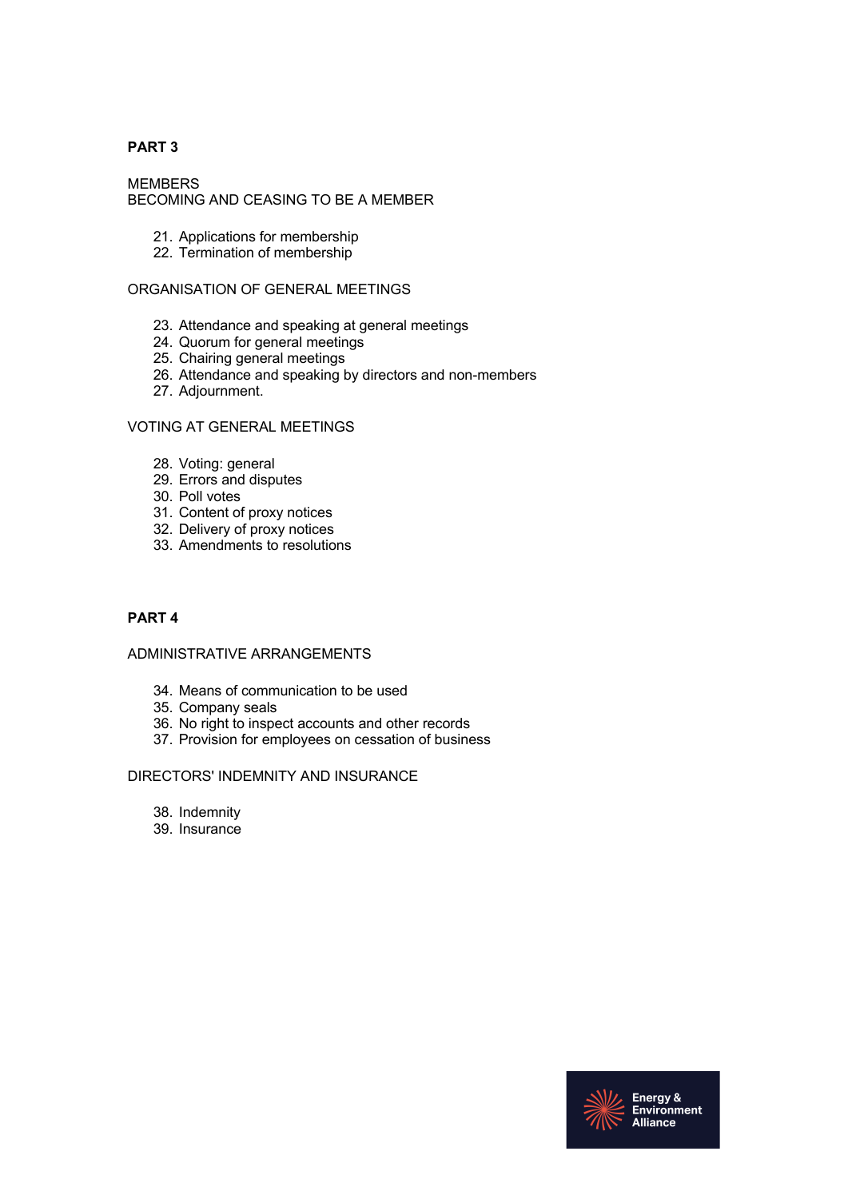**PART 3**

MEMBERS
BECOMING AND CEASING TO BE A MEMBER

21. Applications for membership
22. Termination of membership

ORGANISATION OF GENERAL MEETINGS

23. Attendance and speaking at general meetings
24. Quorum for general meetings
25. Chairing general meetings
26. Attendance and speaking by directors and non-members
27. Adjournment.

VOTING AT GENERAL MEETINGS

28. Voting: general
29. Errors and disputes
30. Poll votes
31. Content of proxy notices
32. Delivery of proxy notices
33. Amendments to resolutions

**PART 4**

ADMINISTRATIVE ARRANGEMENTS

34. Means of communication to be used
35. Company seals
36. No right to inspect accounts and other records
37. Provision for employees on cessation of business

DIRECTORS' INDEMNITY AND INSURANCE

38. Indemnity
39. Insurance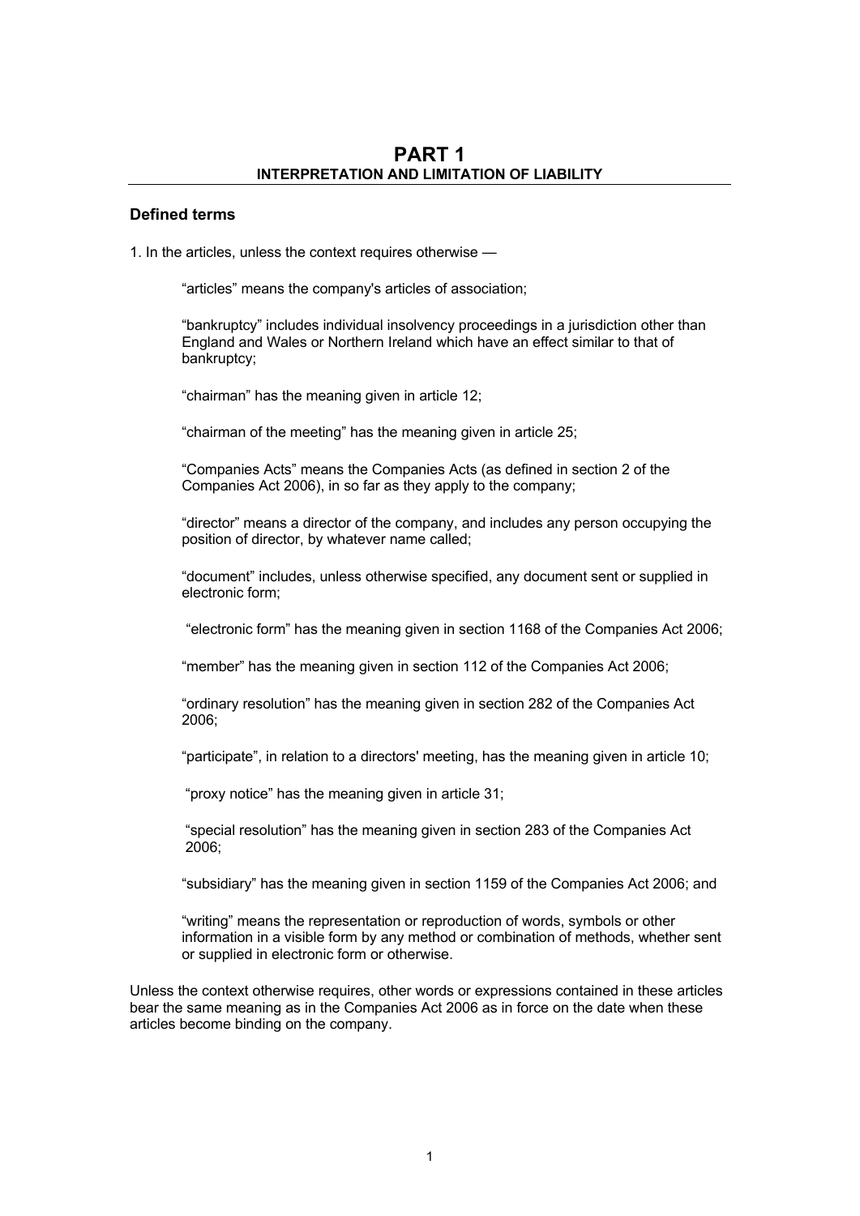# PART 1
## INTERPRETATION AND LIMITATION OF LIABILITY

### Defined terms

1. In the articles, unless the context requires otherwise —

> "articles" means the company's articles of association;
>
> "bankruptcy" includes individual insolvency proceedings in a jurisdiction other than England and Wales or Northern Ireland which have an effect similar to that of bankruptcy;
>
> "chairman" has the meaning given in article 12;
>
> "chairman of the meeting" has the meaning given in article 25;
>
> "Companies Acts" means the Companies Acts (as defined in section 2 of the Companies Act 2006), in so far as they apply to the company;
>
> "director" means a director of the company, and includes any person occupying the position of director, by whatever name called;
>
> "document" includes, unless otherwise specified, any document sent or supplied in electronic form;
>
> "electronic form" has the meaning given in section 1168 of the Companies Act 2006;
>
> "member" has the meaning given in section 112 of the Companies Act 2006;
>
> "ordinary resolution" has the meaning given in section 282 of the Companies Act 2006;
>
> "participate", in relation to a directors' meeting, has the meaning given in article 10;
>
> "proxy notice" has the meaning given in article 31;
>
> "special resolution" has the meaning given in section 283 of the Companies Act 2006;
>
> "subsidiary" has the meaning given in section 1159 of the Companies Act 2006; and
>
> "writing" means the representation or reproduction of words, symbols or other information in a visible form by any method or combination of methods, whether sent or supplied in electronic form or otherwise.

Unless the context otherwise requires, other words or expressions contained in these articles bear the same meaning as in the Companies Act 2006 as in force on the date when these articles become binding on the company.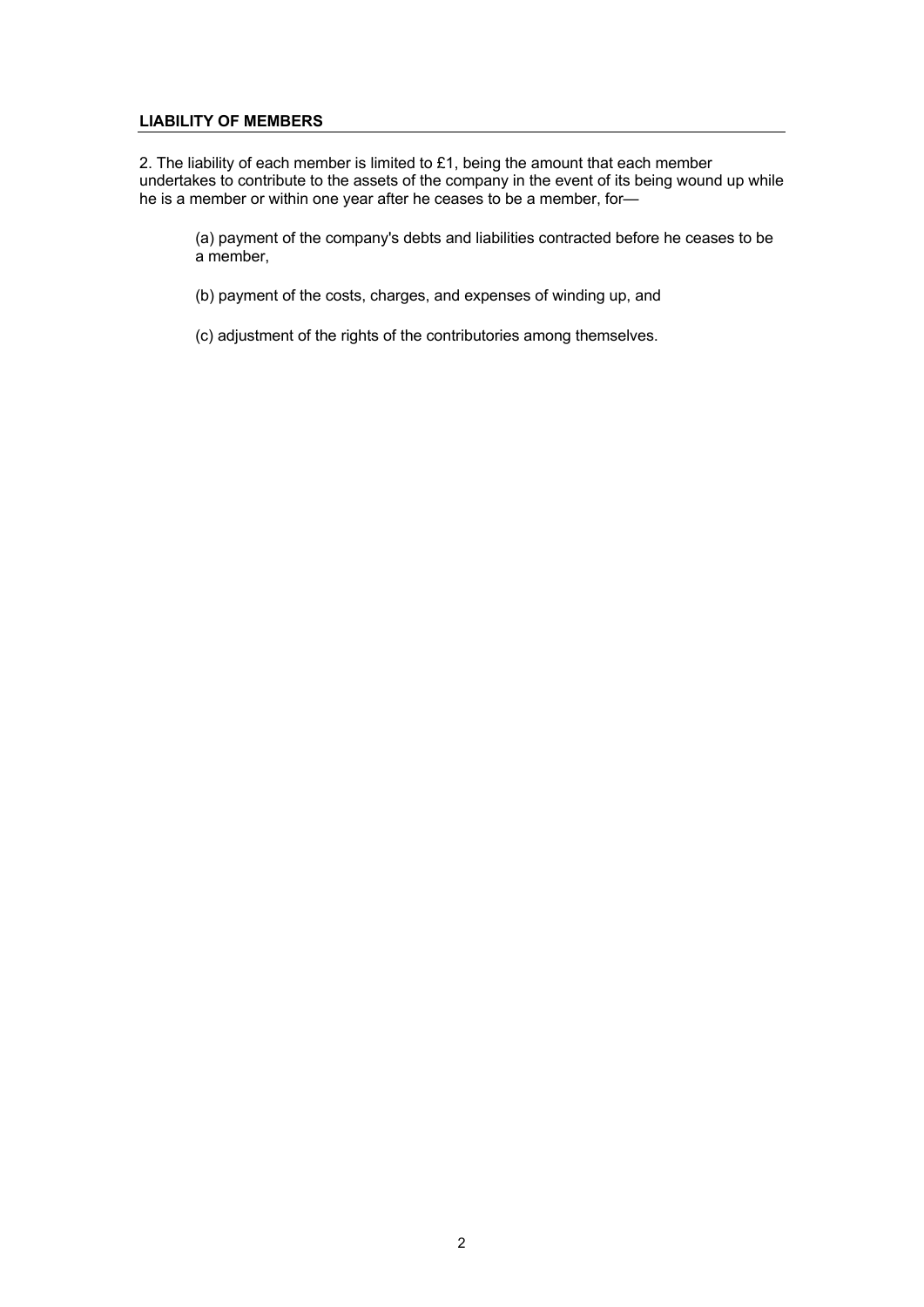## LIABILITY OF MEMBERS

2. The liability of each member is limited to £1, being the amount that each member undertakes to contribute to the assets of the company in the event of its being wound up while he is a member or within one year after he ceases to be a member, for—

(a) payment of the company's debts and liabilities contracted before he ceases to be a member,

(b) payment of the costs, charges, and expenses of winding up, and

(c) adjustment of the rights of the contributories among themselves.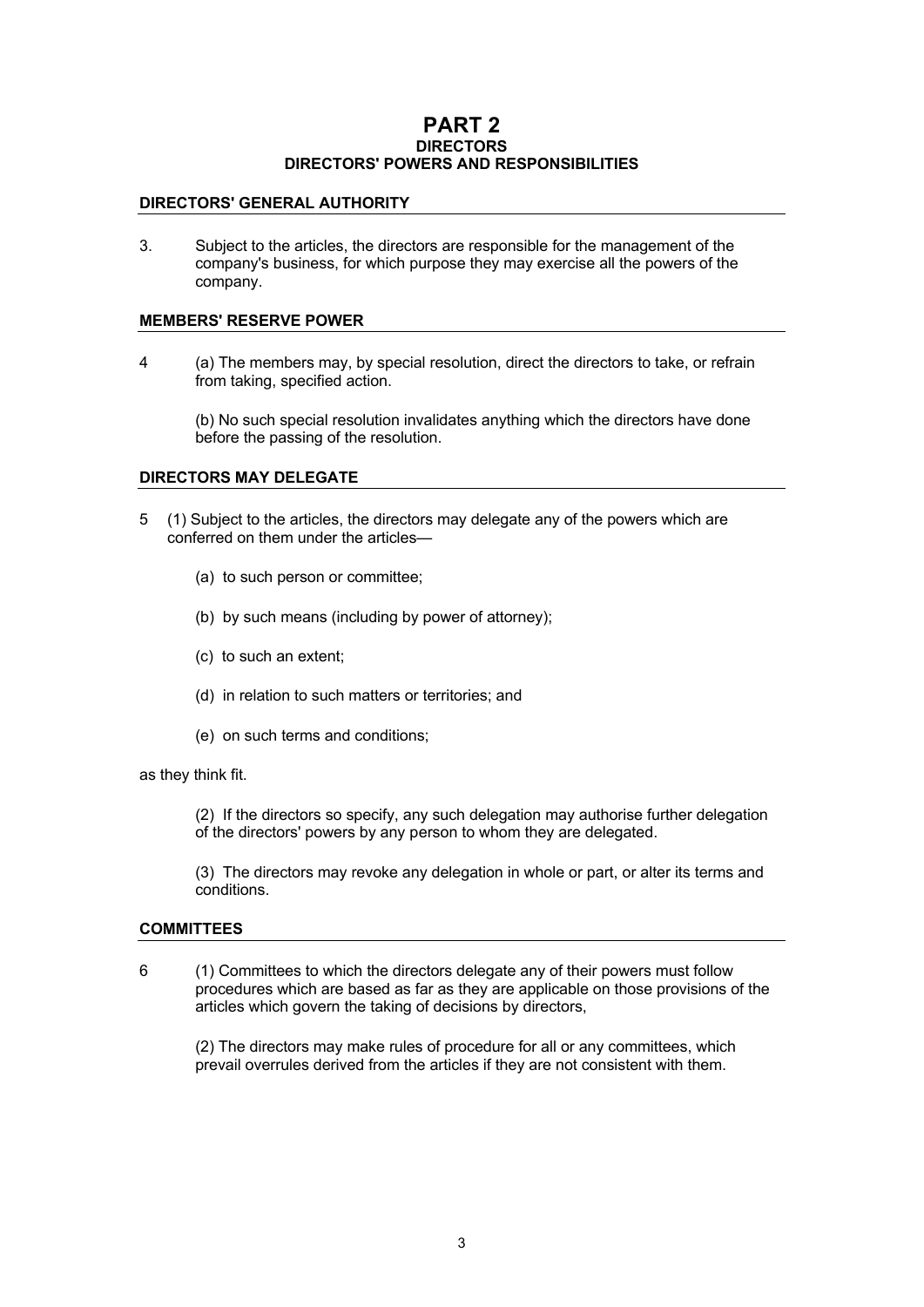# PART 2

## DIRECTORS

## DIRECTORS' POWERS AND RESPONSIBILITIES

### DIRECTORS' GENERAL AUTHORITY

3. Subject to the articles, the directors are responsible for the management of the company's business, for which purpose they may exercise all the powers of the company.

### MEMBERS' RESERVE POWER

4 (a) The members may, by special resolution, direct the directors to take, or refrain from taking, specified action.

(b) No such special resolution invalidates anything which the directors have done before the passing of the resolution.

### DIRECTORS MAY DELEGATE

5 (1) Subject to the articles, the directors may delegate any of the powers which are conferred on them under the articles—

(a) to such person or committee;

(b) by such means (including by power of attorney);

(c) to such an extent;

(d) in relation to such matters or territories; and

(e) on such terms and conditions;

as they think fit.

(2) If the directors so specify, any such delegation may authorise further delegation of the directors' powers by any person to whom they are delegated.

(3) The directors may revoke any delegation in whole or part, or alter its terms and conditions.

### COMMITTEES

6 (1) Committees to which the directors delegate any of their powers must follow procedures which are based as far as they are applicable on those provisions of the articles which govern the taking of decisions by directors,

(2) The directors may make rules of procedure for all or any committees, which prevail overrules derived from the articles if they are not consistent with them.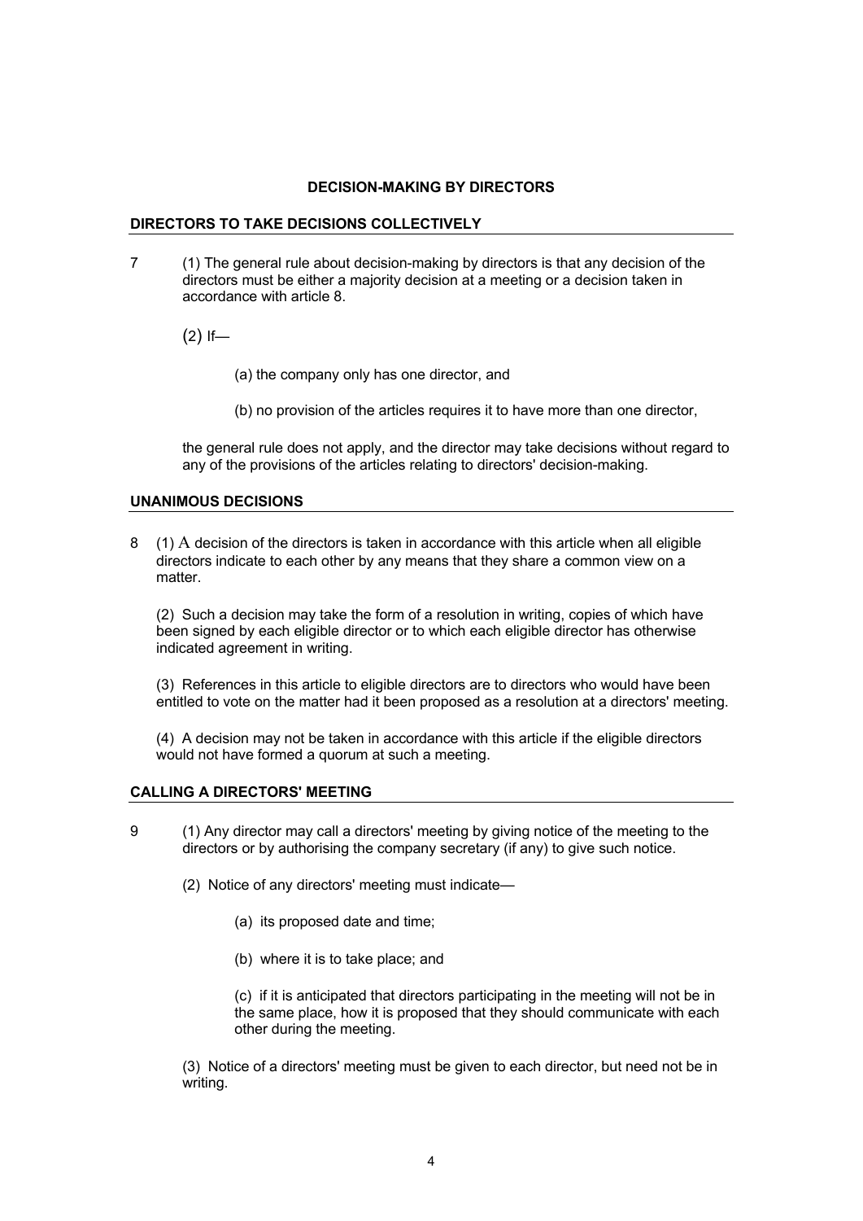## DECISION-MAKING BY DIRECTORS

### DIRECTORS TO TAKE DECISIONS COLLECTIVELY

7 (1) The general rule about decision-making by directors is that any decision of the directors must be either a majority decision at a meeting or a decision taken in accordance with article 8.

(2) If—

(a) the company only has one director, and

(b) no provision of the articles requires it to have more than one director,

the general rule does not apply, and the director may take decisions without regard to any of the provisions of the articles relating to directors' decision-making.

### UNANIMOUS DECISIONS

8 (1) A decision of the directors is taken in accordance with this article when all eligible directors indicate to each other by any means that they share a common view on a matter.

(2) Such a decision may take the form of a resolution in writing, copies of which have been signed by each eligible director or to which each eligible director has otherwise indicated agreement in writing.

(3) References in this article to eligible directors are to directors who would have been entitled to vote on the matter had it been proposed as a resolution at a directors' meeting.

(4) A decision may not be taken in accordance with this article if the eligible directors would not have formed a quorum at such a meeting.

### CALLING A DIRECTORS' MEETING

9 (1) Any director may call a directors' meeting by giving notice of the meeting to the directors or by authorising the company secretary (if any) to give such notice.

(2) Notice of any directors' meeting must indicate—

(a) its proposed date and time;

(b) where it is to take place; and

(c) if it is anticipated that directors participating in the meeting will not be in the same place, how it is proposed that they should communicate with each other during the meeting.

(3) Notice of a directors' meeting must be given to each director, but need not be in writing.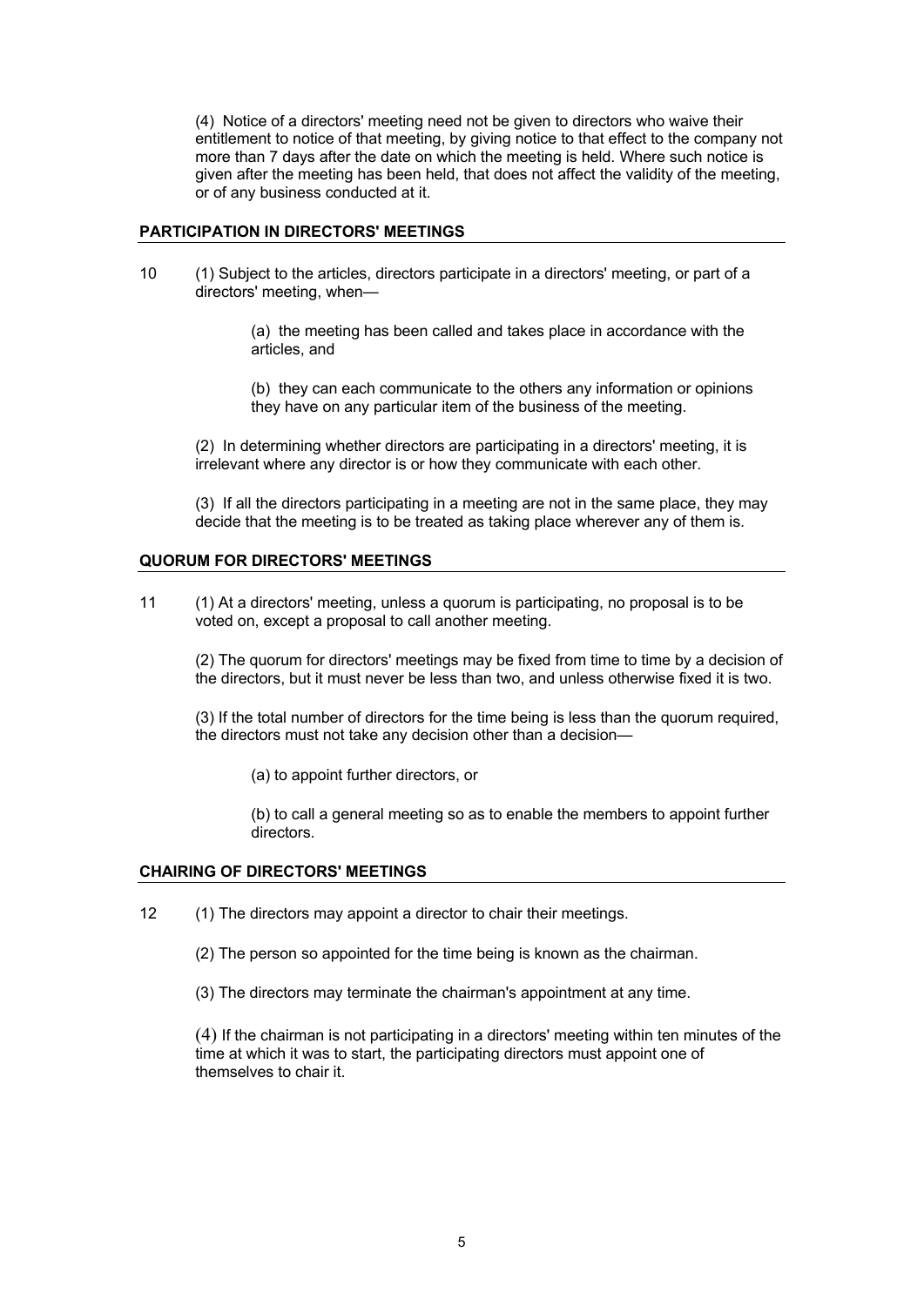(4) Notice of a directors' meeting need not be given to directors who waive their entitlement to notice of that meeting, by giving notice to that effect to the company not more than 7 days after the date on which the meeting is held. Where such notice is given after the meeting has been held, that does not affect the validity of the meeting, or of any business conducted at it.

## PARTICIPATION IN DIRECTORS' MEETINGS

10 (1) Subject to the articles, directors participate in a directors' meeting, or part of a directors' meeting, when—

(a) the meeting has been called and takes place in accordance with the articles, and

(b) they can each communicate to the others any information or opinions they have on any particular item of the business of the meeting.

(2) In determining whether directors are participating in a directors' meeting, it is irrelevant where any director is or how they communicate with each other.

(3) If all the directors participating in a meeting are not in the same place, they may decide that the meeting is to be treated as taking place wherever any of them is.

## QUORUM FOR DIRECTORS' MEETINGS

11 (1) At a directors' meeting, unless a quorum is participating, no proposal is to be voted on, except a proposal to call another meeting.

(2) The quorum for directors' meetings may be fixed from time to time by a decision of the directors, but it must never be less than two, and unless otherwise fixed it is two.

(3) If the total number of directors for the time being is less than the quorum required, the directors must not take any decision other than a decision—

(a) to appoint further directors, or

(b) to call a general meeting so as to enable the members to appoint further directors.

## CHAIRING OF DIRECTORS' MEETINGS

12 (1) The directors may appoint a director to chair their meetings.

(2) The person so appointed for the time being is known as the chairman.

(3) The directors may terminate the chairman's appointment at any time.

(4) If the chairman is not participating in a directors' meeting within ten minutes of the time at which it was to start, the participating directors must appoint one of themselves to chair it.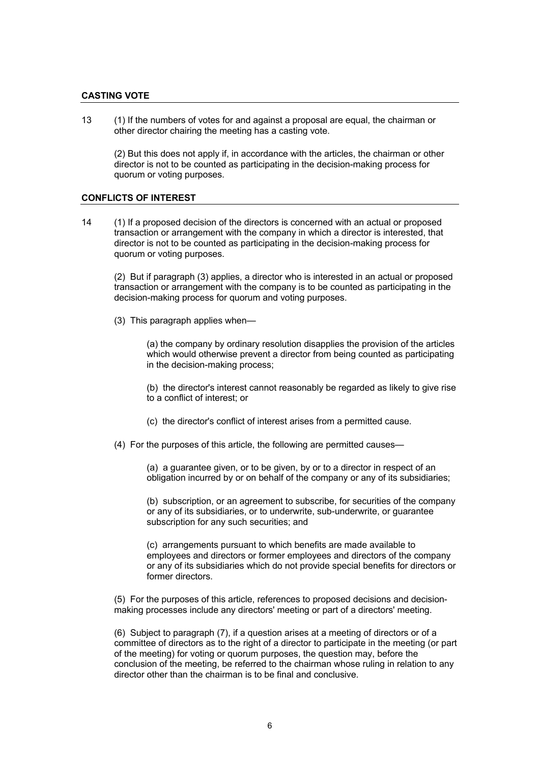## CASTING VOTE

13 (1) If the numbers of votes for and against a proposal are equal, the chairman or other director chairing the meeting has a casting vote.

(2) But this does not apply if, in accordance with the articles, the chairman or other director is not to be counted as participating in the decision-making process for quorum or voting purposes.

## CONFLICTS OF INTEREST

14 (1) If a proposed decision of the directors is concerned with an actual or proposed transaction or arrangement with the company in which a director is interested, that director is not to be counted as participating in the decision-making process for quorum or voting purposes.

(2) But if paragraph (3) applies, a director who is interested in an actual or proposed transaction or arrangement with the company is to be counted as participating in the decision-making process for quorum and voting purposes.

(3) This paragraph applies when—

(a) the company by ordinary resolution disapplies the provision of the articles which would otherwise prevent a director from being counted as participating in the decision-making process;

(b) the director's interest cannot reasonably be regarded as likely to give rise to a conflict of interest; or

(c) the director's conflict of interest arises from a permitted cause.

(4) For the purposes of this article, the following are permitted causes—

(a) a guarantee given, or to be given, by or to a director in respect of an obligation incurred by or on behalf of the company or any of its subsidiaries;

(b) subscription, or an agreement to subscribe, for securities of the company or any of its subsidiaries, or to underwrite, sub-underwrite, or guarantee subscription for any such securities; and

(c) arrangements pursuant to which benefits are made available to employees and directors or former employees and directors of the company or any of its subsidiaries which do not provide special benefits for directors or former directors.

(5) For the purposes of this article, references to proposed decisions and decision-making processes include any directors' meeting or part of a directors' meeting.

(6) Subject to paragraph (7), if a question arises at a meeting of directors or of a committee of directors as to the right of a director to participate in the meeting (or part of the meeting) for voting or quorum purposes, the question may, before the conclusion of the meeting, be referred to the chairman whose ruling in relation to any director other than the chairman is to be final and conclusive.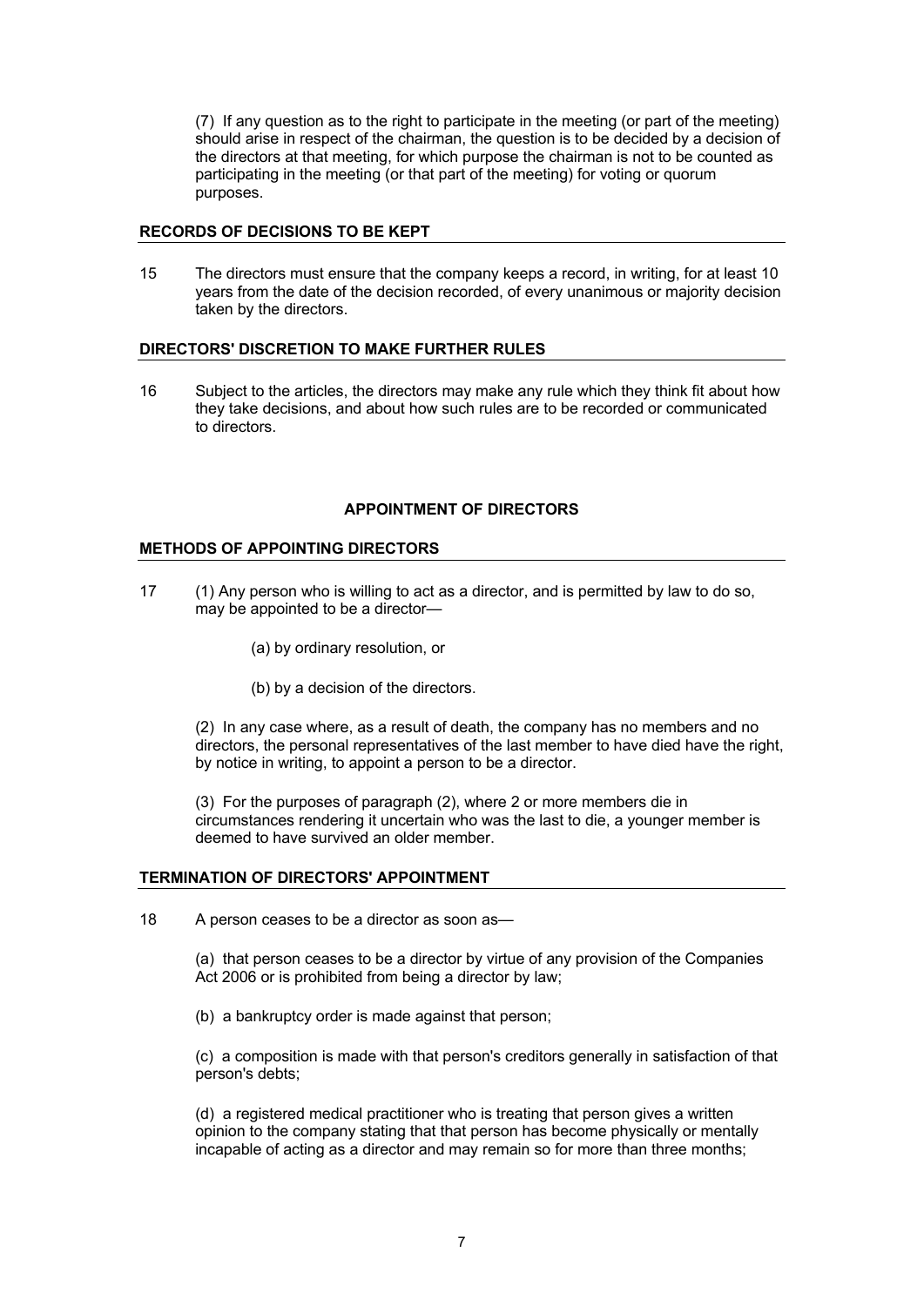(7) If any question as to the right to participate in the meeting (or part of the meeting) should arise in respect of the chairman, the question is to be decided by a decision of the directors at that meeting, for which purpose the chairman is not to be counted as participating in the meeting (or that part of the meeting) for voting or quorum purposes.

### RECORDS OF DECISIONS TO BE KEPT

15 The directors must ensure that the company keeps a record, in writing, for at least 10 years from the date of the decision recorded, of every unanimous or majority decision taken by the directors.

### DIRECTORS' DISCRETION TO MAKE FURTHER RULES

16 Subject to the articles, the directors may make any rule which they think fit about how they take decisions, and about how such rules are to be recorded or communicated to directors.

## APPOINTMENT OF DIRECTORS

### METHODS OF APPOINTING DIRECTORS

17 (1) Any person who is willing to act as a director, and is permitted by law to do so, may be appointed to be a director—

(a) by ordinary resolution, or

(b) by a decision of the directors.

(2) In any case where, as a result of death, the company has no members and no directors, the personal representatives of the last member to have died have the right, by notice in writing, to appoint a person to be a director.

(3) For the purposes of paragraph (2), where 2 or more members die in circumstances rendering it uncertain who was the last to die, a younger member is deemed to have survived an older member.

### TERMINATION OF DIRECTORS' APPOINTMENT

18 A person ceases to be a director as soon as—

(a) that person ceases to be a director by virtue of any provision of the Companies Act 2006 or is prohibited from being a director by law;

(b) a bankruptcy order is made against that person;

(c) a composition is made with that person's creditors generally in satisfaction of that person's debts;

(d) a registered medical practitioner who is treating that person gives a written opinion to the company stating that that person has become physically or mentally incapable of acting as a director and may remain so for more than three months;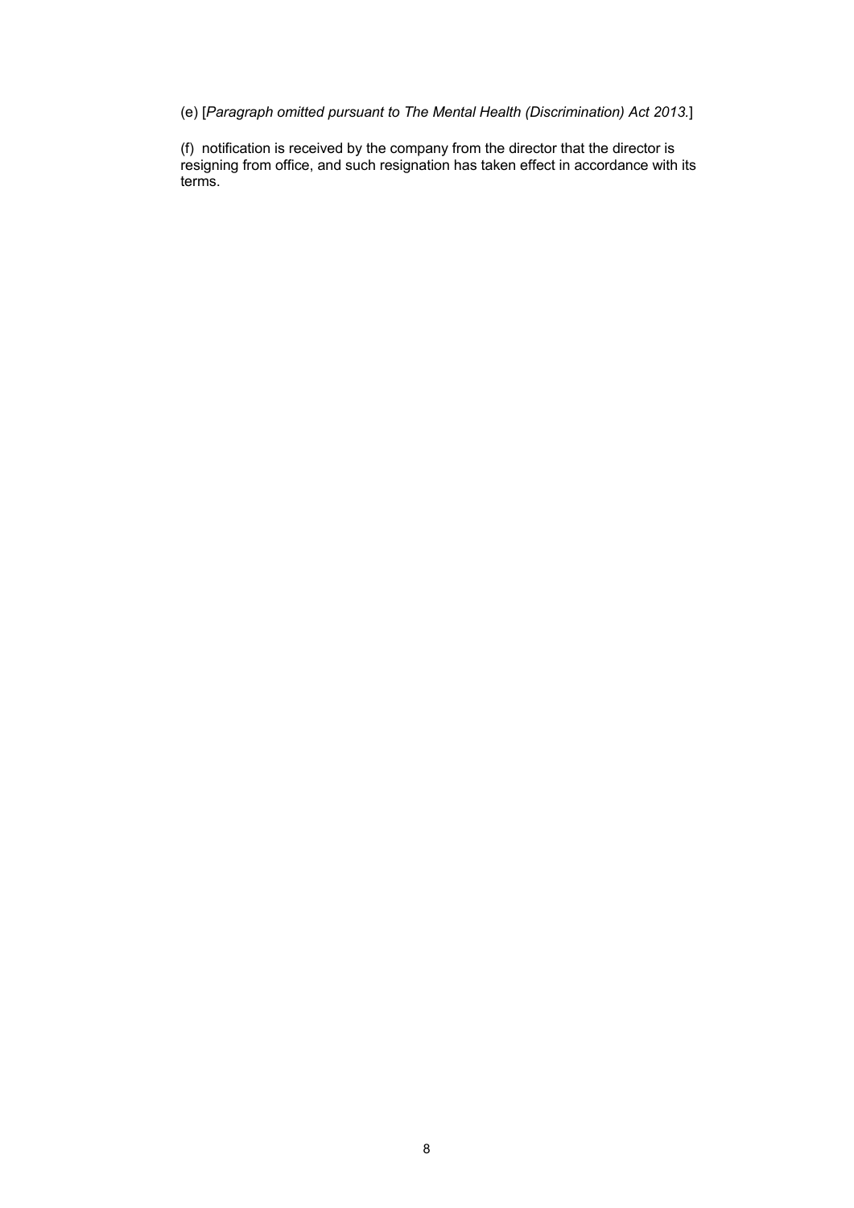(e) [*Paragraph omitted pursuant to The Mental Health (Discrimination) Act 2013.*]

(f) notification is received by the company from the director that the director is resigning from office, and such resignation has taken effect in accordance with its terms.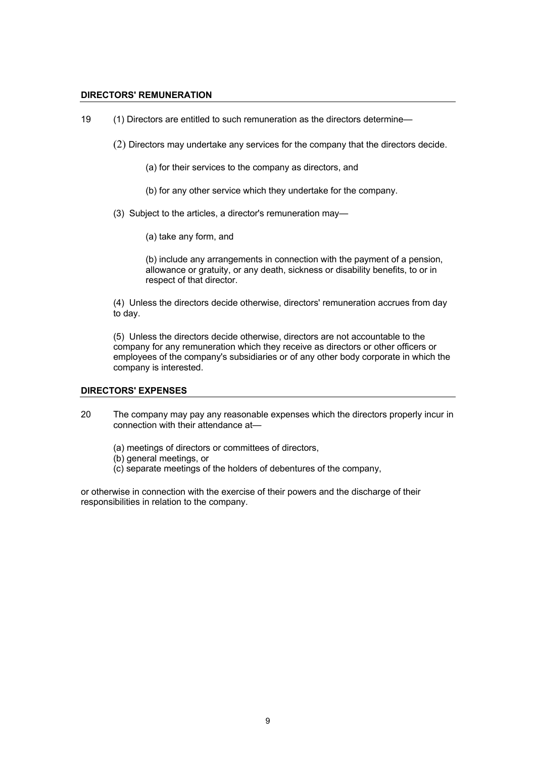**DIRECTORS' REMUNERATION**

19 (1) Directors are entitled to such remuneration as the directors determine—

(2) Directors may undertake any services for the company that the directors decide.

(a) for their services to the company as directors, and

(b) for any other service which they undertake for the company.

(3) Subject to the articles, a director's remuneration may—

(a) take any form, and

(b) include any arrangements in connection with the payment of a pension, allowance or gratuity, or any death, sickness or disability benefits, to or in respect of that director.

(4) Unless the directors decide otherwise, directors' remuneration accrues from day to day.

(5) Unless the directors decide otherwise, directors are not accountable to the company for any remuneration which they receive as directors or other officers or employees of the company's subsidiaries or of any other body corporate in which the company is interested.

**DIRECTORS' EXPENSES**

20 The company may pay any reasonable expenses which the directors properly incur in connection with their attendance at—

(a) meetings of directors or committees of directors,
(b) general meetings, or
(c) separate meetings of the holders of debentures of the company,

or otherwise in connection with the exercise of their powers and the discharge of their responsibilities in relation to the company.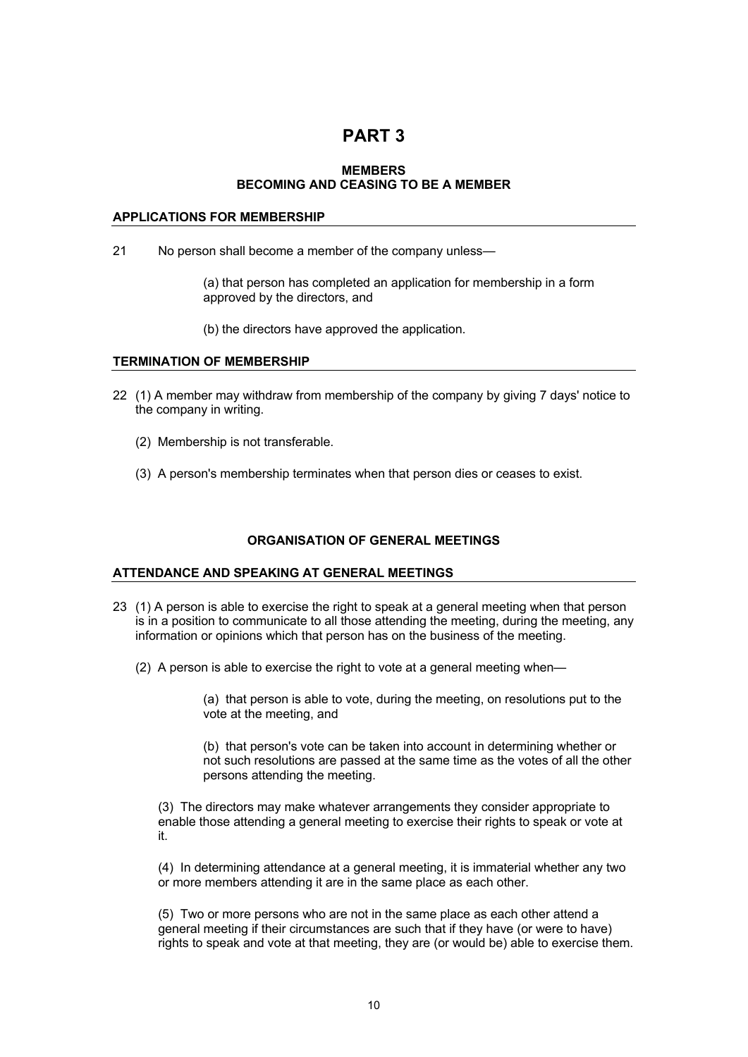# PART 3

**MEMBERS**
**BECOMING AND CEASING TO BE A MEMBER**

**APPLICATIONS FOR MEMBERSHIP**

21 No person shall become a member of the company unless—

(a) that person has completed an application for membership in a form approved by the directors, and

(b) the directors have approved the application.

**TERMINATION OF MEMBERSHIP**

22 (1) A member may withdraw from membership of the company by giving 7 days' notice to the company in writing.

(2) Membership is not transferable.

(3) A person's membership terminates when that person dies or ceases to exist.

**ORGANISATION OF GENERAL MEETINGS**

**ATTENDANCE AND SPEAKING AT GENERAL MEETINGS**

23 (1) A person is able to exercise the right to speak at a general meeting when that person is in a position to communicate to all those attending the meeting, during the meeting, any information or opinions which that person has on the business of the meeting.

(2) A person is able to exercise the right to vote at a general meeting when—

(a) that person is able to vote, during the meeting, on resolutions put to the vote at the meeting, and

(b) that person's vote can be taken into account in determining whether or not such resolutions are passed at the same time as the votes of all the other persons attending the meeting.

(3) The directors may make whatever arrangements they consider appropriate to enable those attending a general meeting to exercise their rights to speak or vote at it.

(4) In determining attendance at a general meeting, it is immaterial whether any two or more members attending it are in the same place as each other.

(5) Two or more persons who are not in the same place as each other attend a general meeting if their circumstances are such that if they have (or were to have) rights to speak and vote at that meeting, they are (or would be) able to exercise them.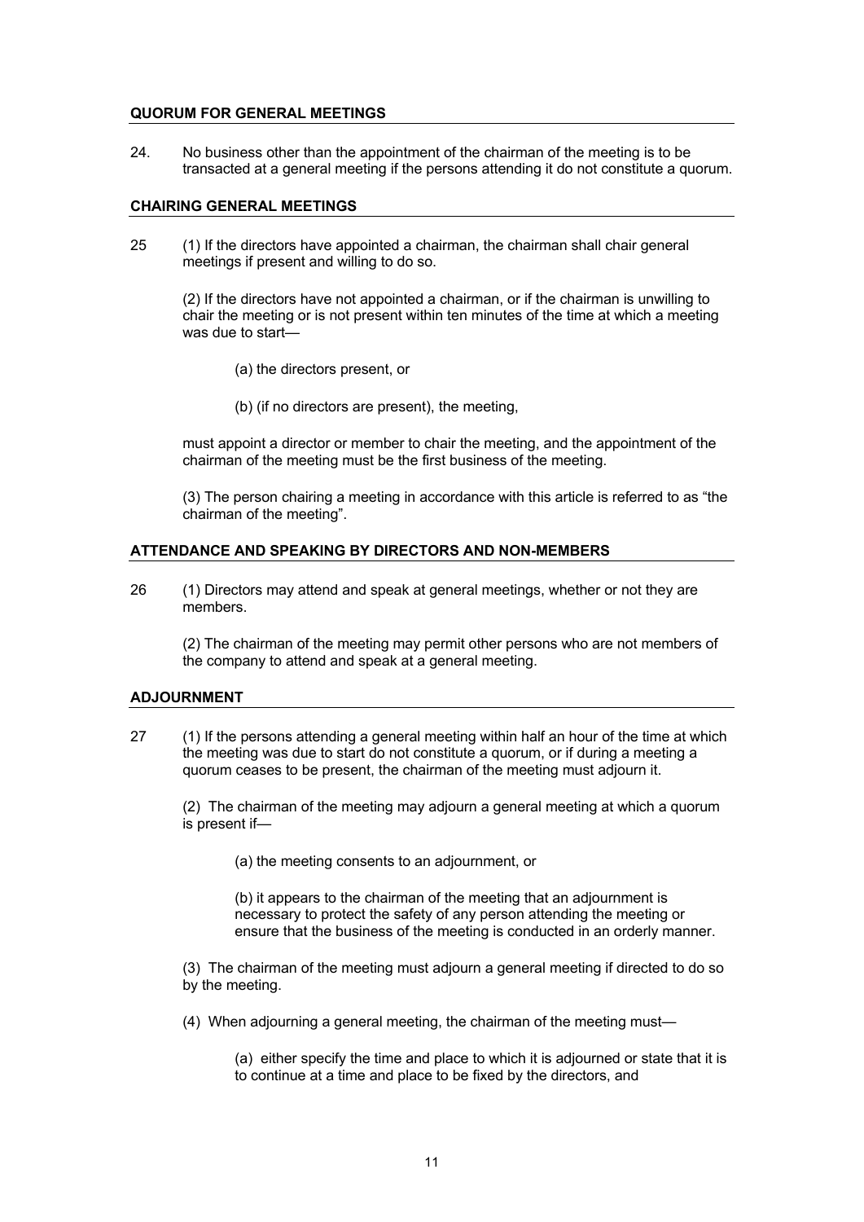## QUORUM FOR GENERAL MEETINGS

24. No business other than the appointment of the chairman of the meeting is to be transacted at a general meeting if the persons attending it do not constitute a quorum.

## CHAIRING GENERAL MEETINGS

25 (1) If the directors have appointed a chairman, the chairman shall chair general meetings if present and willing to do so.

(2) If the directors have not appointed a chairman, or if the chairman is unwilling to chair the meeting or is not present within ten minutes of the time at which a meeting was due to start—

(a) the directors present, or

(b) (if no directors are present), the meeting,

must appoint a director or member to chair the meeting, and the appointment of the chairman of the meeting must be the first business of the meeting.

(3) The person chairing a meeting in accordance with this article is referred to as "the chairman of the meeting".

## ATTENDANCE AND SPEAKING BY DIRECTORS AND NON-MEMBERS

26 (1) Directors may attend and speak at general meetings, whether or not they are members.

(2) The chairman of the meeting may permit other persons who are not members of the company to attend and speak at a general meeting.

## ADJOURNMENT

27 (1) If the persons attending a general meeting within half an hour of the time at which the meeting was due to start do not constitute a quorum, or if during a meeting a quorum ceases to be present, the chairman of the meeting must adjourn it.

(2) The chairman of the meeting may adjourn a general meeting at which a quorum is present if—

(a) the meeting consents to an adjournment, or

(b) it appears to the chairman of the meeting that an adjournment is necessary to protect the safety of any person attending the meeting or ensure that the business of the meeting is conducted in an orderly manner.

(3) The chairman of the meeting must adjourn a general meeting if directed to do so by the meeting.

(4) When adjourning a general meeting, the chairman of the meeting must—

(a) either specify the time and place to which it is adjourned or state that it is to continue at a time and place to be fixed by the directors, and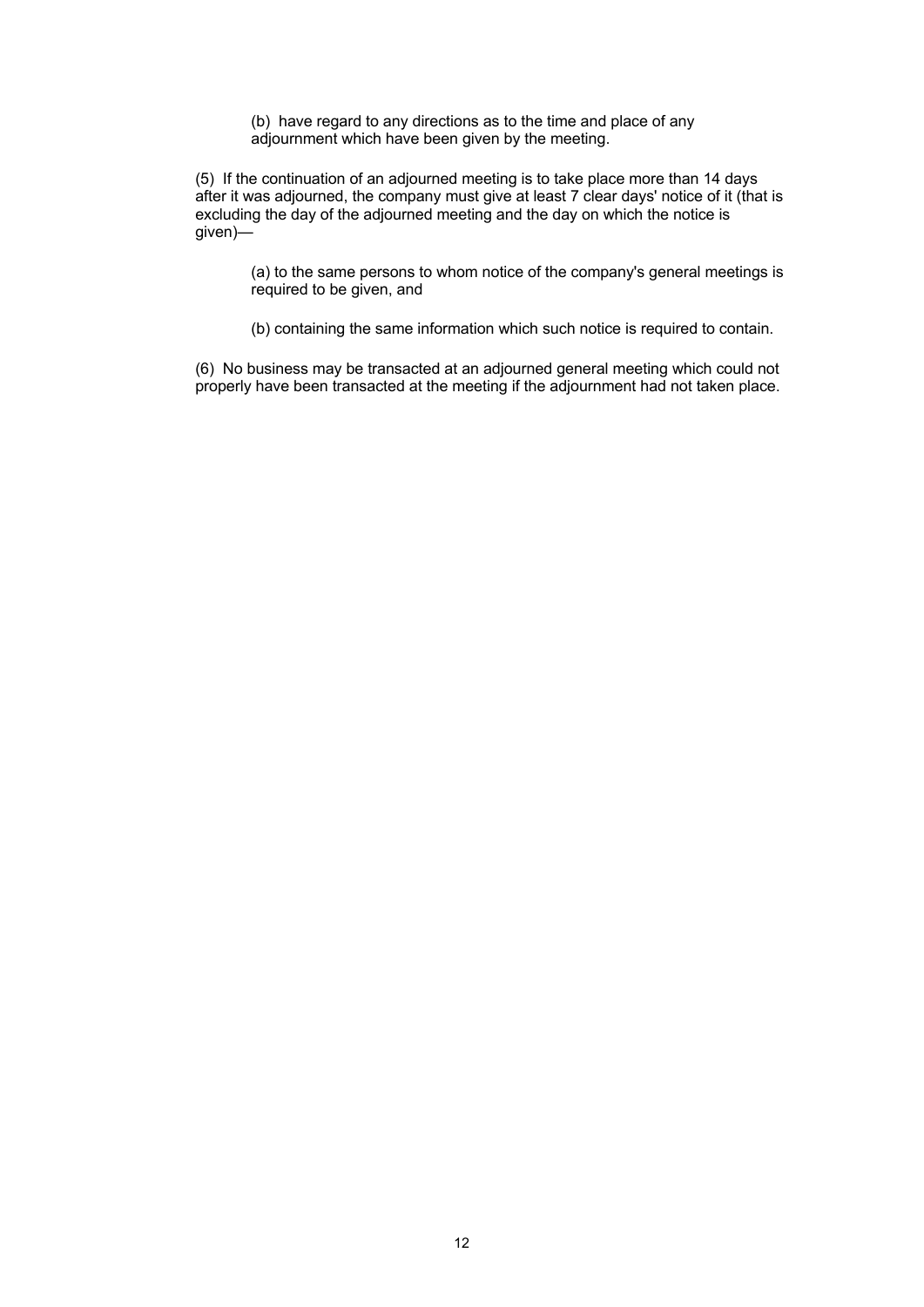(b) have regard to any directions as to the time and place of any adjournment which have been given by the meeting.

(5) If the continuation of an adjourned meeting is to take place more than 14 days after it was adjourned, the company must give at least 7 clear days' notice of it (that is excluding the day of the adjourned meeting and the day on which the notice is given)—

(a) to the same persons to whom notice of the company's general meetings is required to be given, and

(b) containing the same information which such notice is required to contain.

(6) No business may be transacted at an adjourned general meeting which could not properly have been transacted at the meeting if the adjournment had not taken place.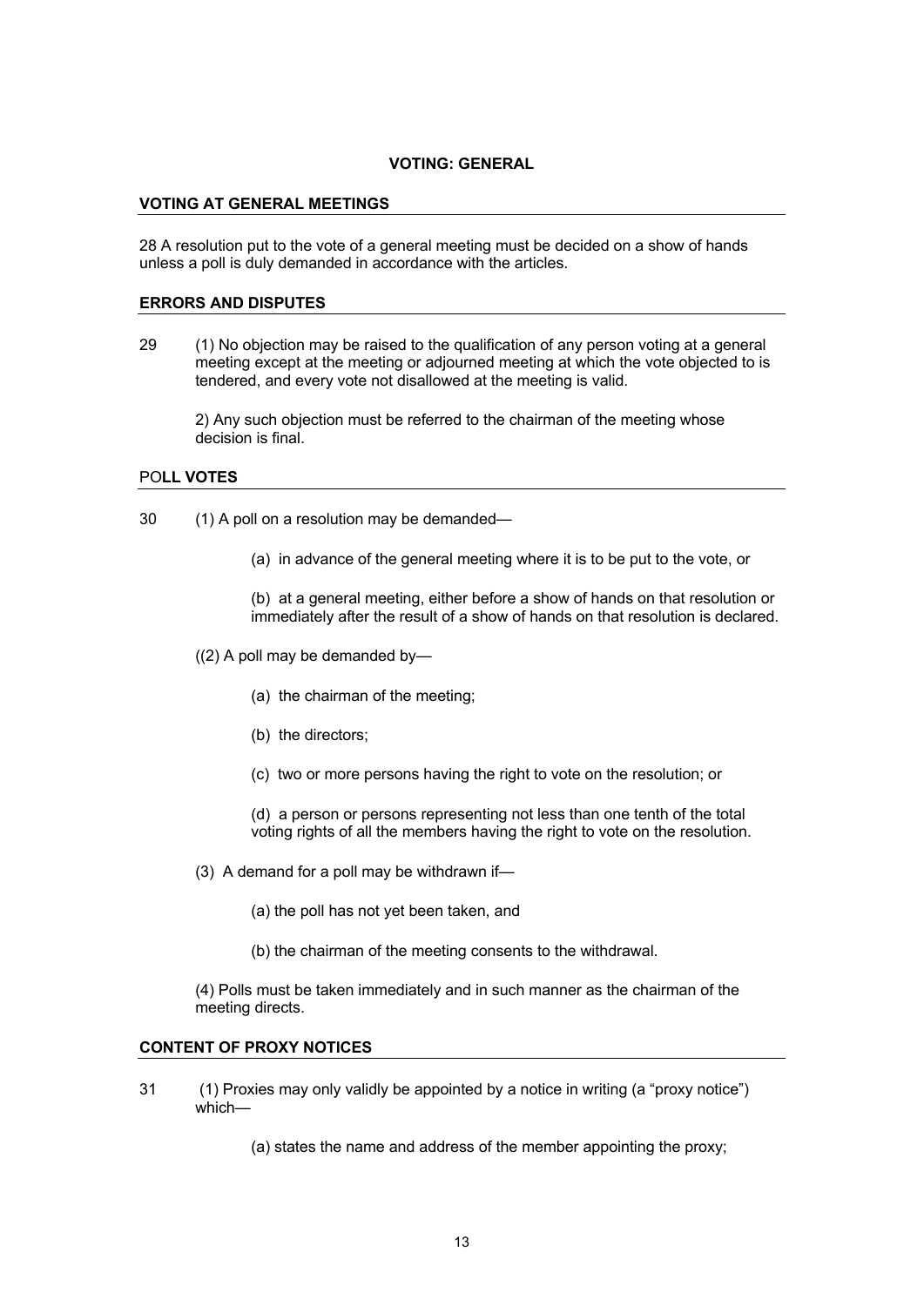## VOTING: GENERAL

### VOTING AT GENERAL MEETINGS

28 A resolution put to the vote of a general meeting must be decided on a show of hands unless a poll is duly demanded in accordance with the articles.

### ERRORS AND DISPUTES

29 (1) No objection may be raised to the qualification of any person voting at a general meeting except at the meeting or adjourned meeting at which the vote objected to is tendered, and every vote not disallowed at the meeting is valid.

2) Any such objection must be referred to the chairman of the meeting whose decision is final.

### POLL VOTES

30 (1) A poll on a resolution may be demanded—

(a) in advance of the general meeting where it is to be put to the vote, or

(b) at a general meeting, either before a show of hands on that resolution or immediately after the result of a show of hands on that resolution is declared.

((2) A poll may be demanded by—

(a) the chairman of the meeting;

(b) the directors;

(c) two or more persons having the right to vote on the resolution; or

(d) a person or persons representing not less than one tenth of the total voting rights of all the members having the right to vote on the resolution.

(3) A demand for a poll may be withdrawn if—

(a) the poll has not yet been taken, and

(b) the chairman of the meeting consents to the withdrawal.

(4) Polls must be taken immediately and in such manner as the chairman of the meeting directs.

### CONTENT OF PROXY NOTICES

31 (1) Proxies may only validly be appointed by a notice in writing (a "proxy notice") which—

(a) states the name and address of the member appointing the proxy;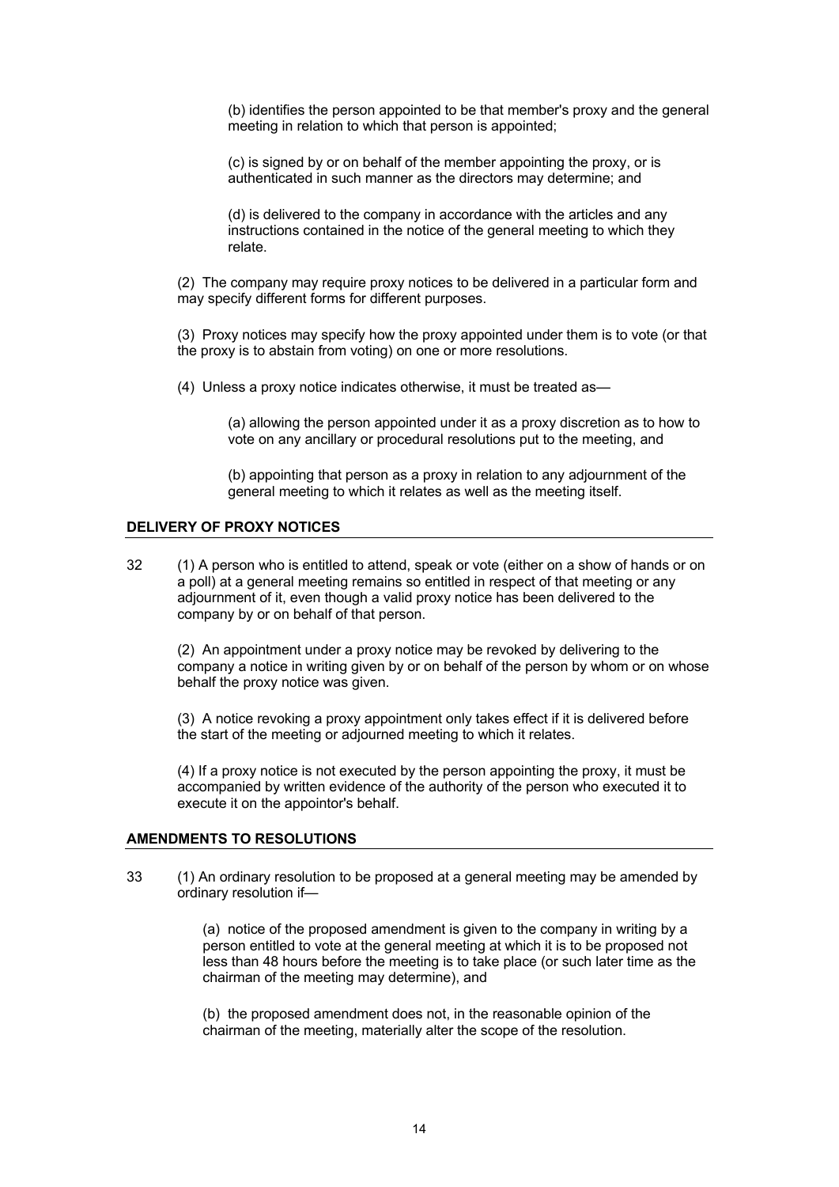(b) identifies the person appointed to be that member's proxy and the general meeting in relation to which that person is appointed;

(c) is signed by or on behalf of the member appointing the proxy, or is authenticated in such manner as the directors may determine; and

(d) is delivered to the company in accordance with the articles and any instructions contained in the notice of the general meeting to which they relate.

(2) The company may require proxy notices to be delivered in a particular form and may specify different forms for different purposes.

(3) Proxy notices may specify how the proxy appointed under them is to vote (or that the proxy is to abstain from voting) on one or more resolutions.

(4) Unless a proxy notice indicates otherwise, it must be treated as—

(a) allowing the person appointed under it as a proxy discretion as to how to vote on any ancillary or procedural resolutions put to the meeting, and

(b) appointing that person as a proxy in relation to any adjournment of the general meeting to which it relates as well as the meeting itself.

## DELIVERY OF PROXY NOTICES

32 (1) A person who is entitled to attend, speak or vote (either on a show of hands or on a poll) at a general meeting remains so entitled in respect of that meeting or any adjournment of it, even though a valid proxy notice has been delivered to the company by or on behalf of that person.

(2) An appointment under a proxy notice may be revoked by delivering to the company a notice in writing given by or on behalf of the person by whom or on whose behalf the proxy notice was given.

(3) A notice revoking a proxy appointment only takes effect if it is delivered before the start of the meeting or adjourned meeting to which it relates.

(4) If a proxy notice is not executed by the person appointing the proxy, it must be accompanied by written evidence of the authority of the person who executed it to execute it on the appointor's behalf.

## AMENDMENTS TO RESOLUTIONS

33 (1) An ordinary resolution to be proposed at a general meeting may be amended by ordinary resolution if—

(a) notice of the proposed amendment is given to the company in writing by a person entitled to vote at the general meeting at which it is to be proposed not less than 48 hours before the meeting is to take place (or such later time as the chairman of the meeting may determine), and

(b) the proposed amendment does not, in the reasonable opinion of the chairman of the meeting, materially alter the scope of the resolution.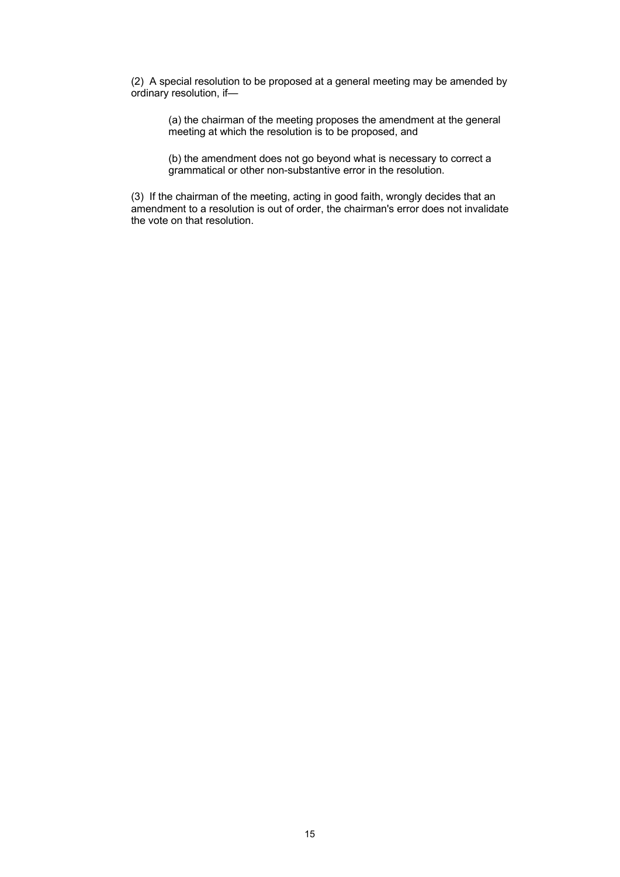(2) A special resolution to be proposed at a general meeting may be amended by ordinary resolution, if—

> (a) the chairman of the meeting proposes the amendment at the general meeting at which the resolution is to be proposed, and
>
> (b) the amendment does not go beyond what is necessary to correct a grammatical or other non-substantive error in the resolution.

(3) If the chairman of the meeting, acting in good faith, wrongly decides that an amendment to a resolution is out of order, the chairman's error does not invalidate the vote on that resolution.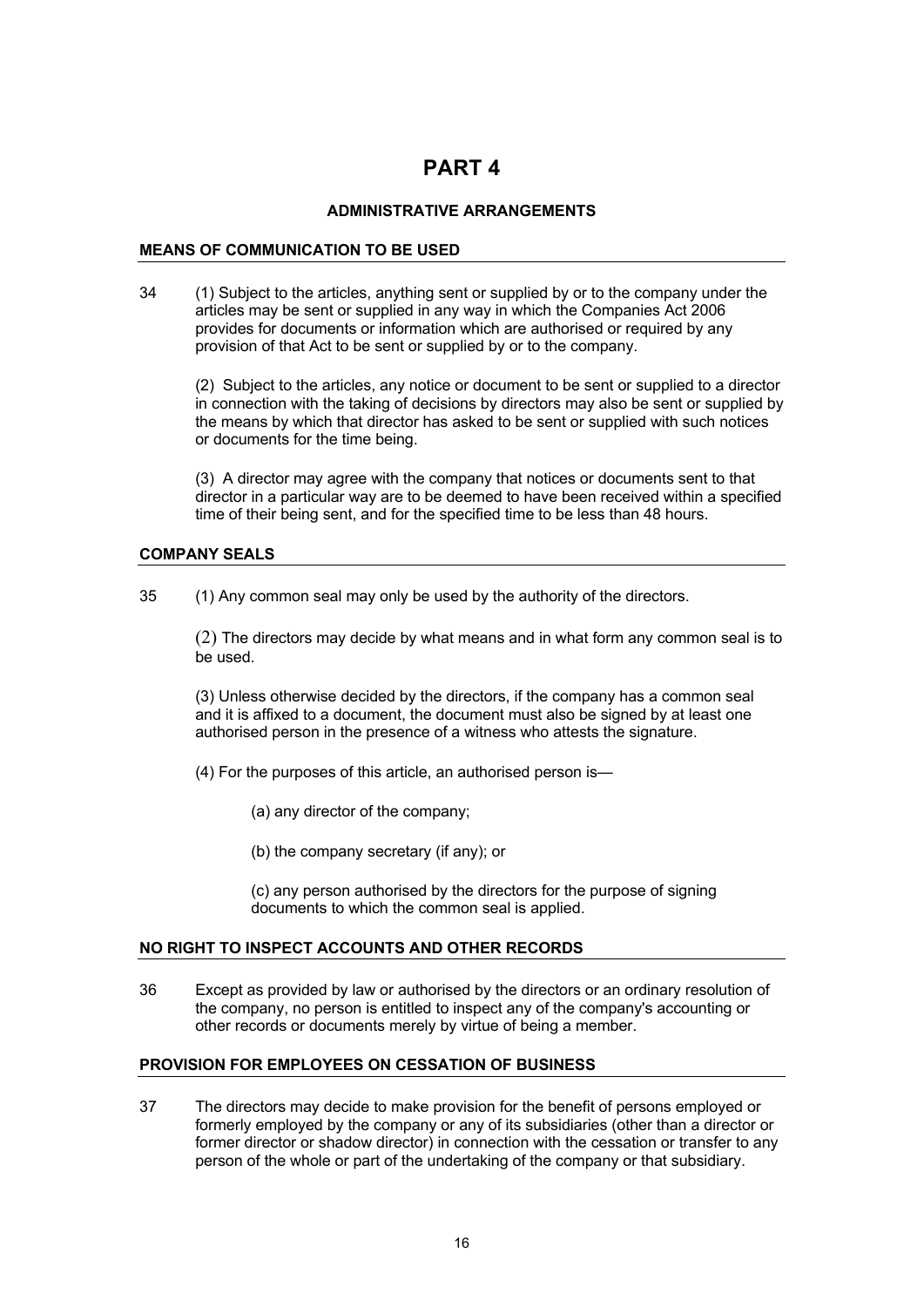# PART 4

## ADMINISTRATIVE ARRANGEMENTS

### MEANS OF COMMUNICATION TO BE USED

34 (1) Subject to the articles, anything sent or supplied by or to the company under the articles may be sent or supplied in any way in which the Companies Act 2006 provides for documents or information which are authorised or required by any provision of that Act to be sent or supplied by or to the company.

(2) Subject to the articles, any notice or document to be sent or supplied to a director in connection with the taking of decisions by directors may also be sent or supplied by the means by which that director has asked to be sent or supplied with such notices or documents for the time being.

(3) A director may agree with the company that notices or documents sent to that director in a particular way are to be deemed to have been received within a specified time of their being sent, and for the specified time to be less than 48 hours.

### COMPANY SEALS

35 (1) Any common seal may only be used by the authority of the directors.

(2) The directors may decide by what means and in what form any common seal is to be used.

(3) Unless otherwise decided by the directors, if the company has a common seal and it is affixed to a document, the document must also be signed by at least one authorised person in the presence of a witness who attests the signature.

(4) For the purposes of this article, an authorised person is—

(a) any director of the company;

(b) the company secretary (if any); or

(c) any person authorised by the directors for the purpose of signing documents to which the common seal is applied.

### NO RIGHT TO INSPECT ACCOUNTS AND OTHER RECORDS

36 Except as provided by law or authorised by the directors or an ordinary resolution of the company, no person is entitled to inspect any of the company's accounting or other records or documents merely by virtue of being a member.

### PROVISION FOR EMPLOYEES ON CESSATION OF BUSINESS

37 The directors may decide to make provision for the benefit of persons employed or formerly employed by the company or any of its subsidiaries (other than a director or former director or shadow director) in connection with the cessation or transfer to any person of the whole or part of the undertaking of the company or that subsidiary.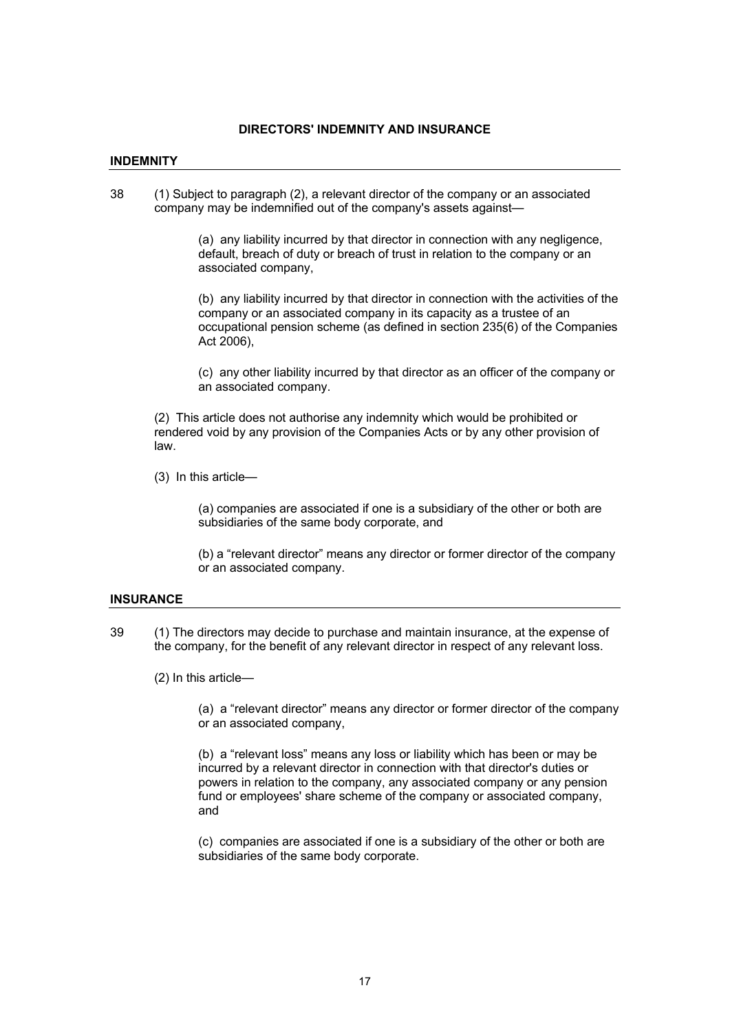## DIRECTORS' INDEMNITY AND INSURANCE

### INDEMNITY

38 (1) Subject to paragraph (2), a relevant director of the company or an associated company may be indemnified out of the company's assets against—

(a) any liability incurred by that director in connection with any negligence, default, breach of duty or breach of trust in relation to the company or an associated company,

(b) any liability incurred by that director in connection with the activities of the company or an associated company in its capacity as a trustee of an occupational pension scheme (as defined in section 235(6) of the Companies Act 2006),

(c) any other liability incurred by that director as an officer of the company or an associated company.

(2) This article does not authorise any indemnity which would be prohibited or rendered void by any provision of the Companies Acts or by any other provision of law.

(3) In this article—

(a) companies are associated if one is a subsidiary of the other or both are subsidiaries of the same body corporate, and

(b) a "relevant director" means any director or former director of the company or an associated company.

### INSURANCE

39 (1) The directors may decide to purchase and maintain insurance, at the expense of the company, for the benefit of any relevant director in respect of any relevant loss.

(2) In this article—

(a) a "relevant director" means any director or former director of the company or an associated company,

(b) a "relevant loss" means any loss or liability which has been or may be incurred by a relevant director in connection with that director's duties or powers in relation to the company, any associated company or any pension fund or employees' share scheme of the company or associated company, and

(c) companies are associated if one is a subsidiary of the other or both are subsidiaries of the same body corporate.